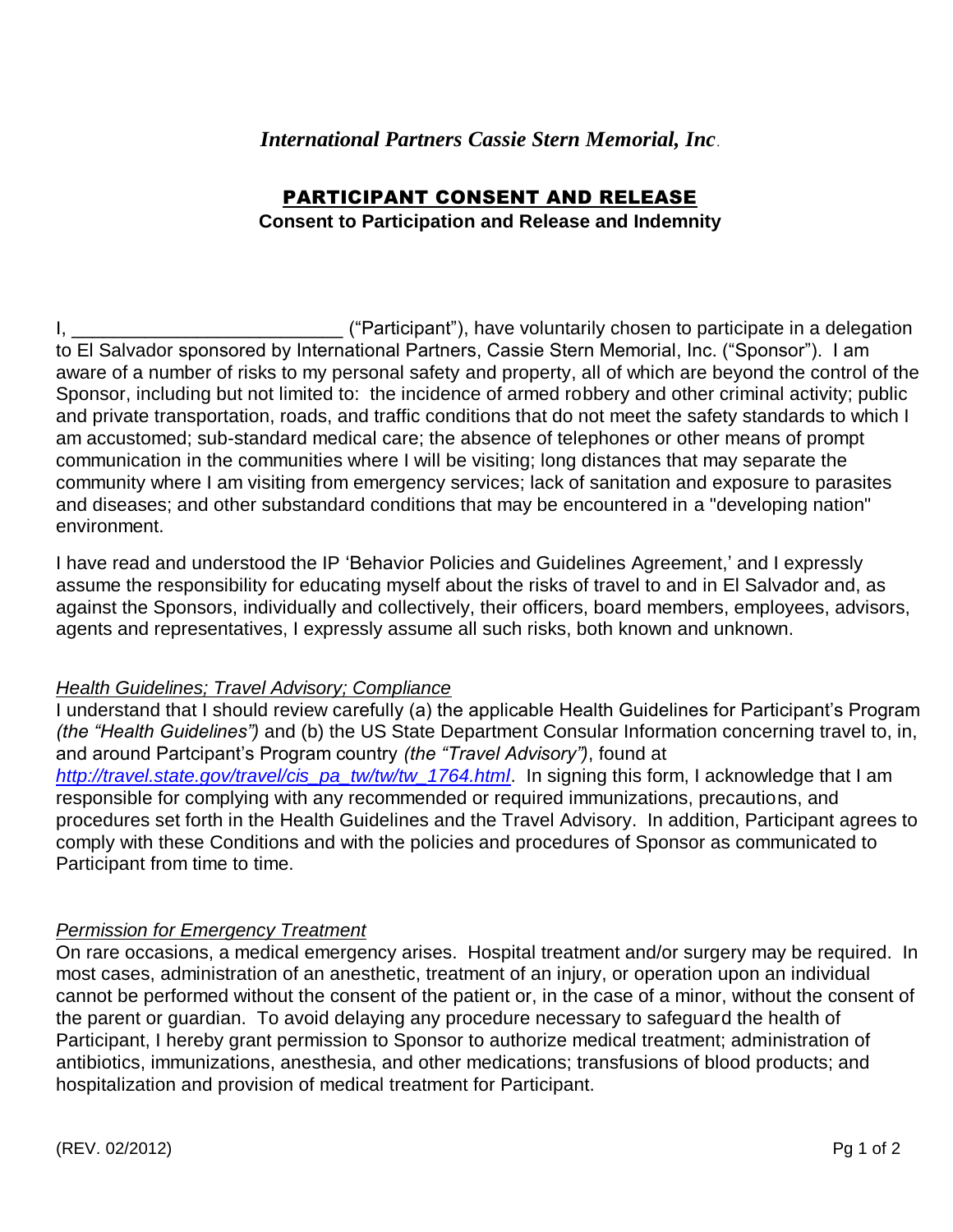*International Partners Cassie Stern Memorial, Inc*.

# PARTICIPANT CONSENT AND RELEASE

**Consent to Participation and Release and Indemnity**

I, __________________________ ("Participant"), have voluntarily chosen to participate in a delegation to El Salvador sponsored by International Partners, Cassie Stern Memorial, Inc. ("Sponsor"). I am aware of a number of risks to my personal safety and property, all of which are beyond the control of the Sponsor, including but not limited to: the incidence of armed robbery and other criminal activity; public and private transportation, roads, and traffic conditions that do not meet the safety standards to which I am accustomed; sub-standard medical care; the absence of telephones or other means of prompt communication in the communities where I will be visiting; long distances that may separate the community where I am visiting from emergency services; lack of sanitation and exposure to parasites and diseases; and other substandard conditions that may be encountered in a "developing nation" environment.

I have read and understood the IP 'Behavior Policies and Guidelines Agreement,' and I expressly assume the responsibility for educating myself about the risks of travel to and in El Salvador and, as against the Sponsors, individually and collectively, their officers, board members, employees, advisors, agents and representatives, I expressly assume all such risks, both known and unknown.

*Health Guidelines; Travel Advisory; Compliance*

I understand that I should review carefully (a) the applicable Health Guidelines for Participant's Program *(the "Health Guidelines")* and (b) the US State Department Consular Information concerning travel to, in, and around Partcipant's Program country *(the "Travel Advisory")*, found at *http://travel.state.gov/travel/cis_pa_tw/tw/tw_1764.html*. In signing this form, I acknowledge that I am responsible for complying with any recommended or required immunizations, precautions, and procedures set forth in the Health Guidelines and the Travel Advisory. In addition, Participant agrees to comply with these Conditions and with the policies and procedures of Sponsor as communicated to Participant from time to time.

*Permission for Emergency Treatment*

On rare occasions, a medical emergency arises. Hospital treatment and/or surgery may be required. In most cases, administration of an anesthetic, treatment of an injury, or operation upon an individual cannot be performed without the consent of the patient or, in the case of a minor, without the consent of the parent or guardian. To avoid delaying any procedure necessary to safeguard the health of Participant, I hereby grant permission to Sponsor to authorize medical treatment; administration of antibiotics, immunizations, anesthesia, and other medications; transfusions of blood products; and hospitalization and provision of medical treatment for Participant.

(REV. 02/2012)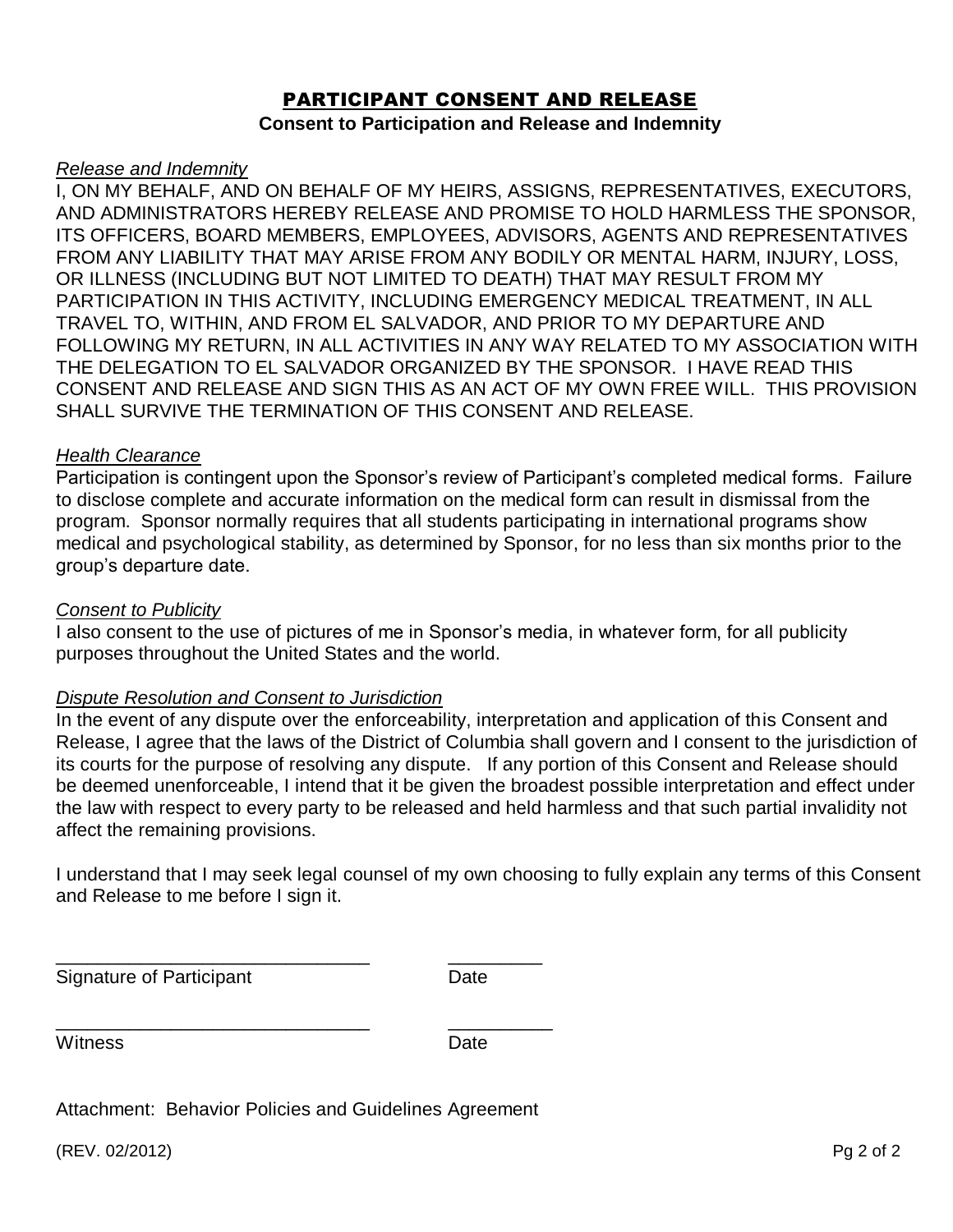## PARTICIPANT CONSENT AND RELEASE

**Consent to Participation and Release and Indemnity**

*Release and Indemnity*

I, ON MY BEHALF, AND ON BEHALF OF MY HEIRS, ASSIGNS, REPRESENTATIVES, EXECUTORS, AND ADMINISTRATORS HEREBY RELEASE AND PROMISE TO HOLD HARMLESS THE SPONSOR, ITS OFFICERS, BOARD MEMBERS, EMPLOYEES, ADVISORS, AGENTS AND REPRESENTATIVES FROM ANY LIABILITY THAT MAY ARISE FROM ANY BODILY OR MENTAL HARM, INJURY, LOSS, OR ILLNESS (INCLUDING BUT NOT LIMITED TO DEATH) THAT MAY RESULT FROM MY PARTICIPATION IN THIS ACTIVITY, INCLUDING EMERGENCY MEDICAL TREATMENT, IN ALL TRAVEL TO, WITHIN, AND FROM EL SALVADOR, AND PRIOR TO MY DEPARTURE AND FOLLOWING MY RETURN, IN ALL ACTIVITIES IN ANY WAY RELATED TO MY ASSOCIATION WITH THE DELEGATION TO EL SALVADOR ORGANIZED BY THE SPONSOR. I HAVE READ THIS CONSENT AND RELEASE AND SIGN THIS AS AN ACT OF MY OWN FREE WILL. THIS PROVISION SHALL SURVIVE THE TERMINATION OF THIS CONSENT AND RELEASE.

*Health Clearance*

Participation is contingent upon the Sponsor's review of Participant's completed medical forms. Failure to disclose complete and accurate information on the medical form can result in dismissal from the program. Sponsor normally requires that all students participating in international programs show medical and psychological stability, as determined by Sponsor, for no less than six months prior to the group's departure date.

*Consent to Publicity*

I also consent to the use of pictures of me in Sponsor's media, in whatever form, for all publicity purposes throughout the United States and the world.

*Dispute Resolution and Consent to Jurisdiction*

In the event of any dispute over the enforceability, interpretation and application of this Consent and Release, I agree that the laws of the District of Columbia shall govern and I consent to the jurisdiction of its courts for the purpose of resolving any dispute. If any portion of this Consent and Release should be deemed unenforceable, I intend that it be given the broadest possible interpretation and effect under the law with respect to every party to be released and held harmless and that such partial invalidity not affect the remaining provisions.

I understand that I may seek legal counsel of my own choosing to fully explain any terms of this Consent and Release to me before I sign it.

______________________________ _________

Signature of Participant Date

______________________________ __________

Witness Date

Attachment: Behavior Policies and Guidelines Agreement

(REV. 02/2012)